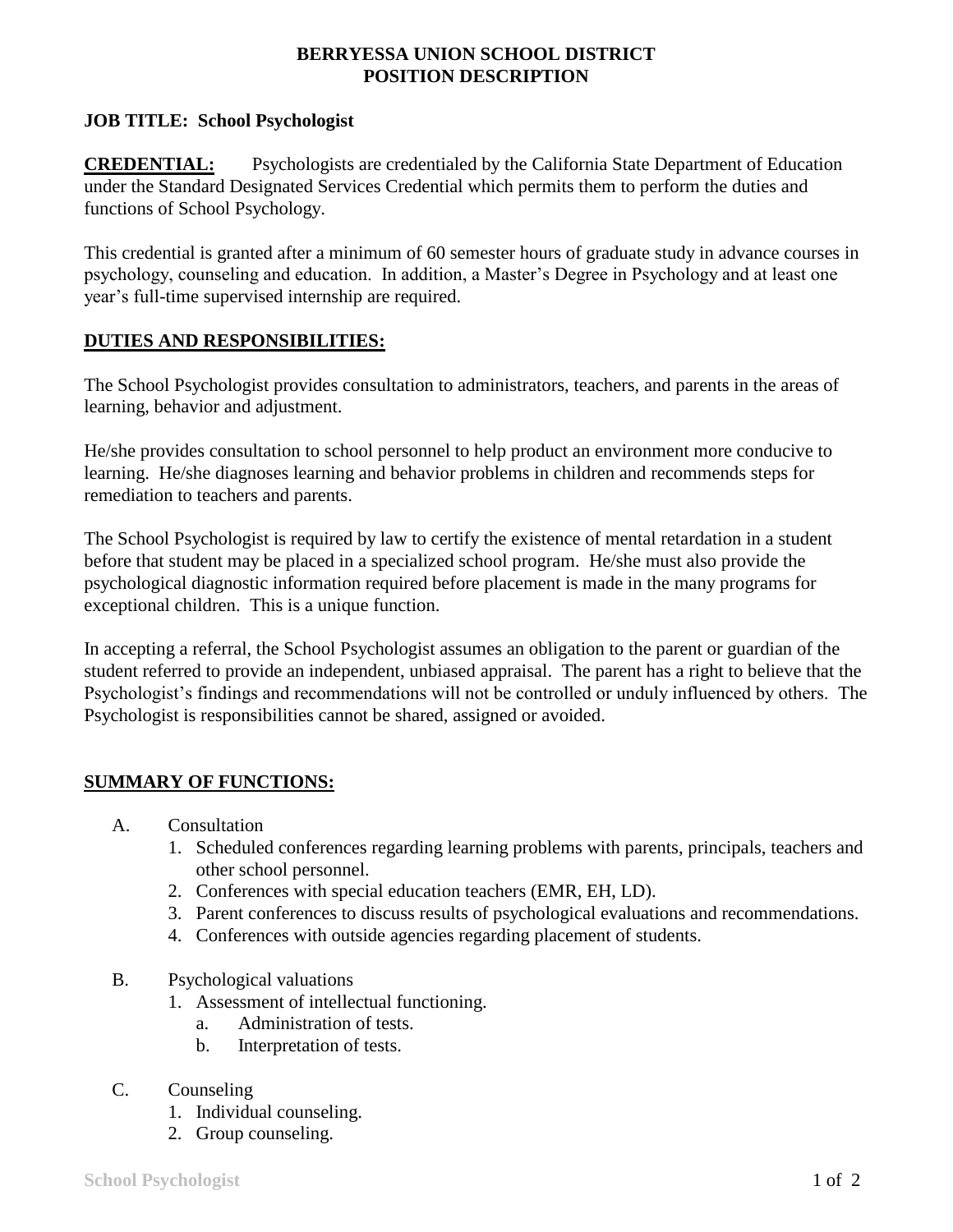# BERRYESSA UNION SCHOOL DISTRICT
# POSITION DESCRIPTION

**JOB TITLE: School Psychologist**

**CREDENTIAL:** Psychologists are credentialed by the California State Department of Education under the Standard Designated Services Credential which permits them to perform the duties and functions of School Psychology.

This credential is granted after a minimum of 60 semester hours of graduate study in advance courses in psychology, counseling and education. In addition, a Master's Degree in Psychology and at least one year's full-time supervised internship are required.

## DUTIES AND RESPONSIBILITIES:

The School Psychologist provides consultation to administrators, teachers, and parents in the areas of learning, behavior and adjustment.

He/she provides consultation to school personnel to help product an environment more conducive to learning. He/she diagnoses learning and behavior problems in children and recommends steps for remediation to teachers and parents.

The School Psychologist is required by law to certify the existence of mental retardation in a student before that student may be placed in a specialized school program. He/she must also provide the psychological diagnostic information required before placement is made in the many programs for exceptional children. This is a unique function.

In accepting a referral, the School Psychologist assumes an obligation to the parent or guardian of the student referred to provide an independent, unbiased appraisal. The parent has a right to believe that the Psychologist's findings and recommendations will not be controlled or unduly influenced by others. The Psychologist is responsibilities cannot be shared, assigned or avoided.

## SUMMARY OF FUNCTIONS:

A. Consultation
   1. Scheduled conferences regarding learning problems with parents, principals, teachers and other school personnel.
   2. Conferences with special education teachers (EMR, EH, LD).
   3. Parent conferences to discuss results of psychological evaluations and recommendations.
   4. Conferences with outside agencies regarding placement of students.

B. Psychological valuations
   1. Assessment of intellectual functioning.
      a. Administration of tests.
      b. Interpretation of tests.

C. Counseling
   1. Individual counseling.
   2. Group counseling.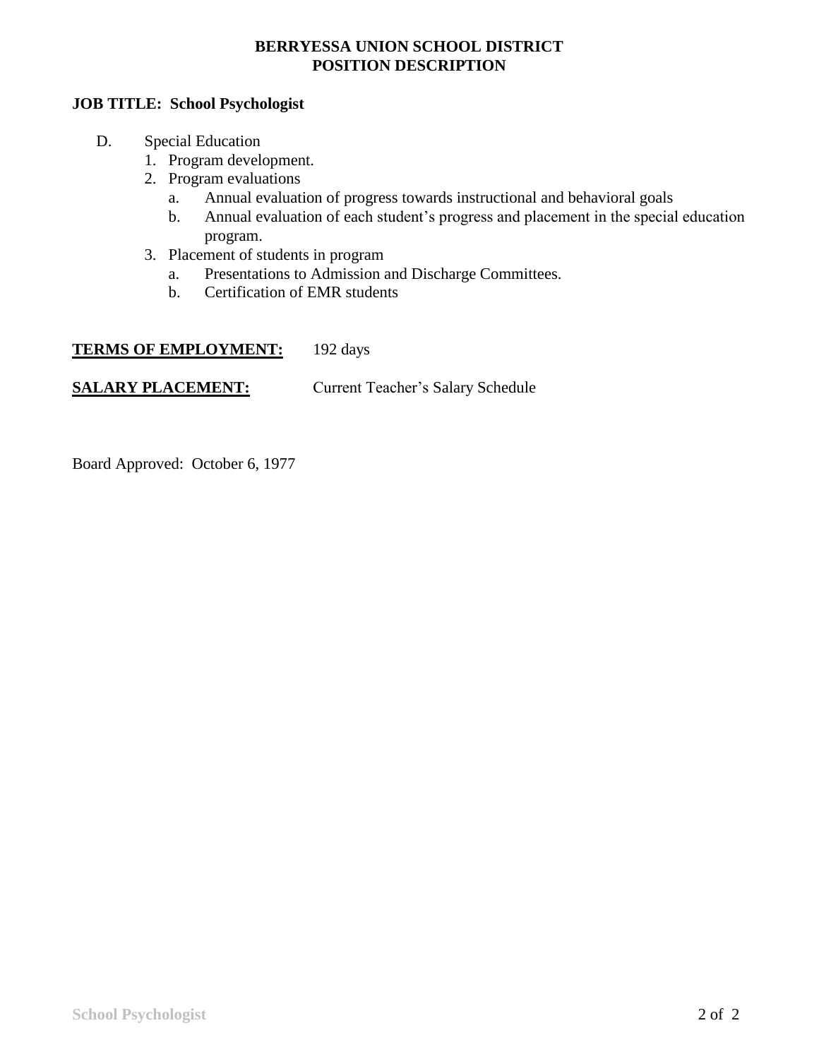**BERRYESSA UNION SCHOOL DISTRICT**
**POSITION DESCRIPTION**

**JOB TITLE: School Psychologist**

D. Special Education
   1. Program development.
   2. Program evaluations
      a. Annual evaluation of progress towards instructional and behavioral goals
      b. Annual evaluation of each student's progress and placement in the special education program.
   3. Placement of students in program
      a. Presentations to Admission and Discharge Committees.
      b. Certification of EMR students

**TERMS OF EMPLOYMENT:** 192 days

**SALARY PLACEMENT:** Current Teacher's Salary Schedule

Board Approved: October 6, 1977